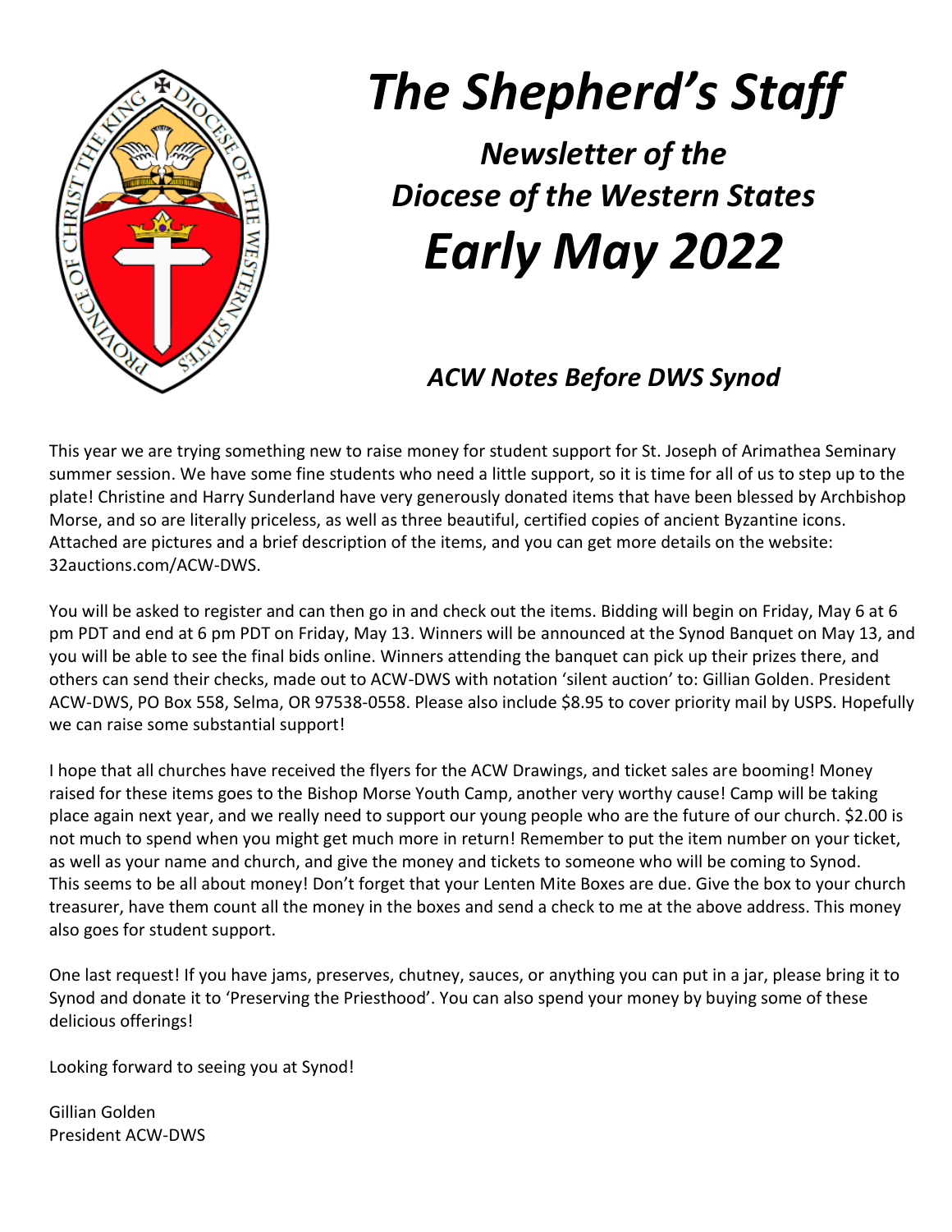# *The Shepherd's Staff*

## *Newsletter of the Diocese of the Western States*

# *Early May 2022*

### *ACW Notes Before DWS Synod*

This year we are trying something new to raise money for student support for St. Joseph of Arimathea Seminary summer session. We have some fine students who need a little support, so it is time for all of us to step up to the plate! Christine and Harry Sunderland have very generously donated items that have been blessed by Archbishop Morse, and so are literally priceless, as well as three beautiful, certified copies of ancient Byzantine icons. Attached are pictures and a brief description of the items, and you can get more details on the website: 32auctions.com/ACW-DWS.

You will be asked to register and can then go in and check out the items. Bidding will begin on Friday, May 6 at 6 pm PDT and end at 6 pm PDT on Friday, May 13. Winners will be announced at the Synod Banquet on May 13, and you will be able to see the final bids online. Winners attending the banquet can pick up their prizes there, and others can send their checks, made out to ACW-DWS with notation 'silent auction' to: Gillian Golden. President ACW-DWS, PO Box 558, Selma, OR 97538-0558. Please also include $8.95 to cover priority mail by USPS. Hopefully we can raise some substantial support!

I hope that all churches have received the flyers for the ACW Drawings, and ticket sales are booming! Money raised for these items goes to the Bishop Morse Youth Camp, another very worthy cause! Camp will be taking place again next year, and we really need to support our young people who are the future of our church. $2.00 is not much to spend when you might get much more in return! Remember to put the item number on your ticket, as well as your name and church, and give the money and tickets to someone who will be coming to Synod. This seems to be all about money! Don't forget that your Lenten Mite Boxes are due. Give the box to your church treasurer, have them count all the money in the boxes and send a check to me at the above address. This money also goes for student support.

One last request! If you have jams, preserves, chutney, sauces, or anything you can put in a jar, please bring it to Synod and donate it to 'Preserving the Priesthood'. You can also spend your money by buying some of these delicious offerings!

Looking forward to seeing you at Synod!

Gillian Golden
President ACW-DWS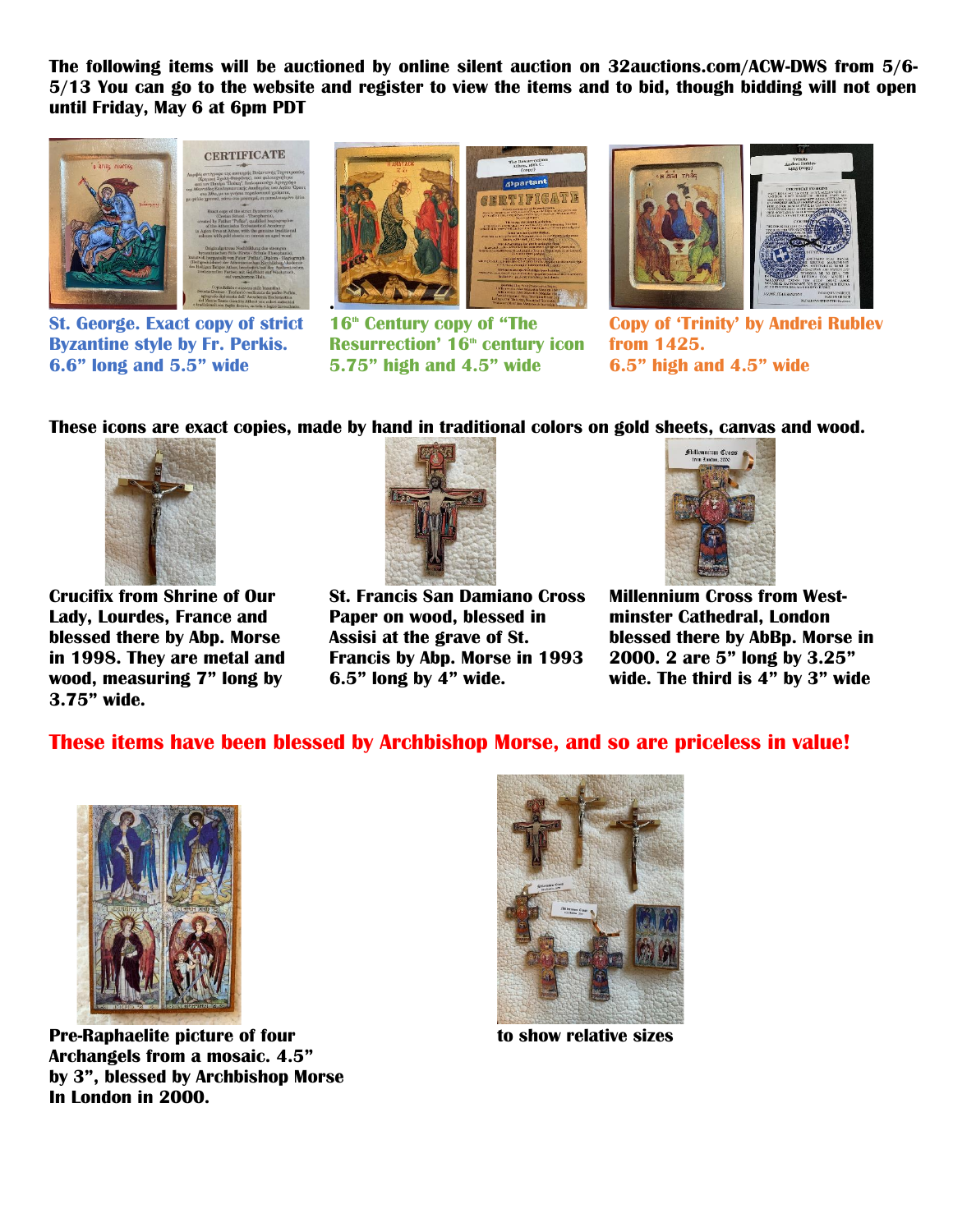**The following items will be auctioned by online silent auction on 32auctions.com/ACW-DWS from 5/6-5/13 You can go to the website and register to view the items and to bid, though bidding will not open until Friday, May 6 at 6pm PDT**

**St. George. Exact copy of strict Byzantine style by Fr. Perkis. 6.6" long and 5.5" wide**

**16th Century copy of "The Resurrection' 16th century icon 5.75" high and 4.5" wide**

**Copy of 'Trinity' by Andrei Rublev from 1425. 6.5" high and 4.5" wide**

**These icons are exact copies, made by hand in traditional colors on gold sheets, canvas and wood.**

**Crucifix from Shrine of Our Lady, Lourdes, France and blessed there by Abp. Morse in 1998. They are metal and wood, measuring 7" long by 3.75" wide.**

**St. Francis San Damiano Cross Paper on wood, blessed in Assisi at the grave of St. Francis by Abp. Morse in 1993 6.5" long by 4" wide.**

**Millennium Cross from West-minster Cathedral, London blessed there by AbBp. Morse in 2000. 2 are 5" long by 3.25" wide. The third is 4" by 3" wide**

**These items have been blessed by Archbishop Morse, and so are priceless in value!**

**Pre-Raphaelite picture of four Archangels from a mosaic. 4.5" by 3", blessed by Archbishop Morse In London in 2000.**

**to show relative sizes**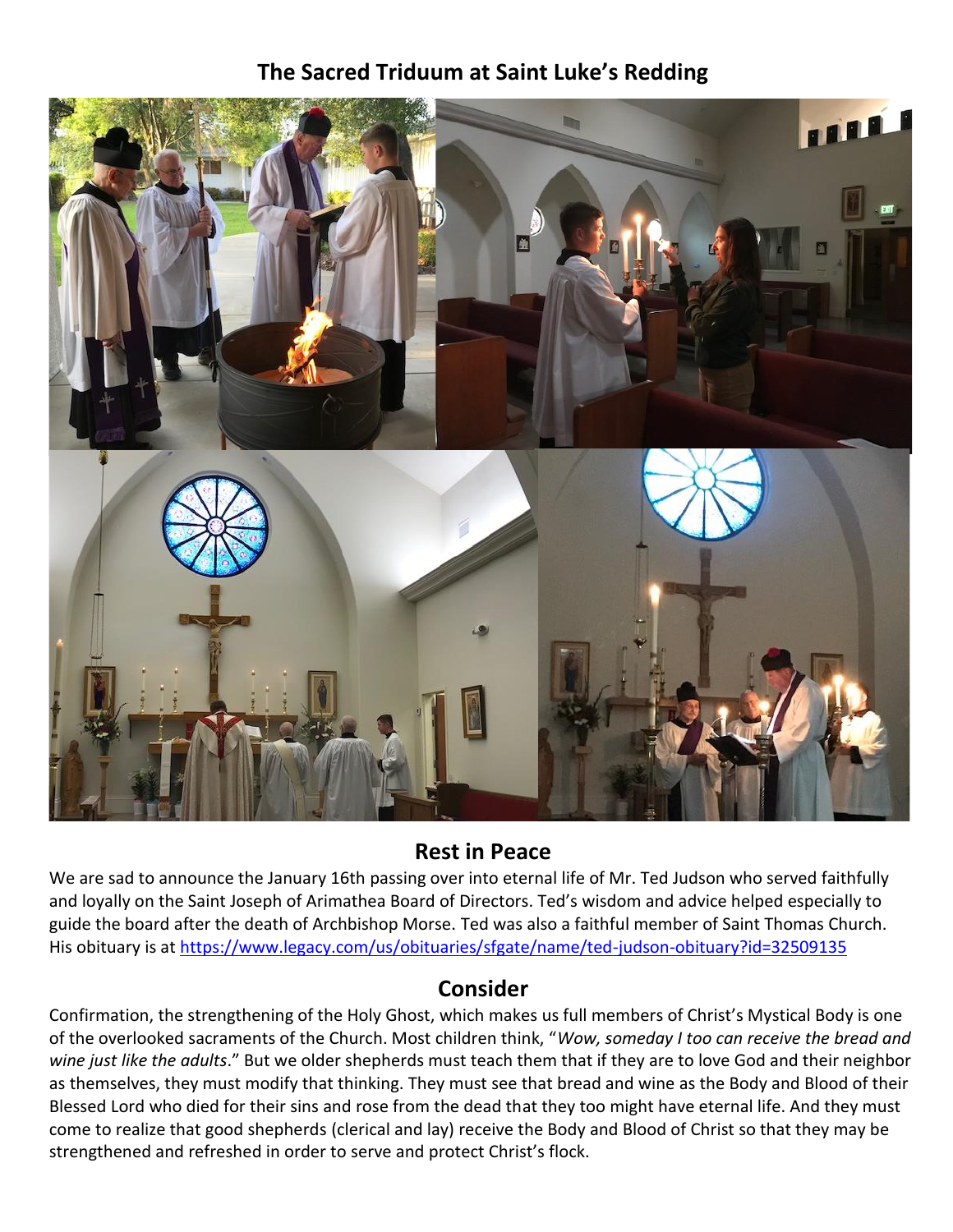## The Sacred Triduum at Saint Luke's Redding

## Rest in Peace

We are sad to announce the January 16th passing over into eternal life of Mr. Ted Judson who served faithfully and loyally on the Saint Joseph of Arimathea Board of Directors. Ted's wisdom and advice helped especially to guide the board after the death of Archbishop Morse. Ted was also a faithful member of Saint Thomas Church. His obituary is at https://www.legacy.com/us/obituaries/sfgate/name/ted-judson-obituary?id=32509135

## Consider

Confirmation, the strengthening of the Holy Ghost, which makes us full members of Christ's Mystical Body is one of the overlooked sacraments of the Church. Most children think, "*Wow, someday I too can receive the bread and wine just like the adults*." But we older shepherds must teach them that if they are to love God and their neighbor as themselves, they must modify that thinking. They must see that bread and wine as the Body and Blood of their Blessed Lord who died for their sins and rose from the dead that they too might have eternal life. And they must come to realize that good shepherds (clerical and lay) receive the Body and Blood of Christ so that they may be strengthened and refreshed in order to serve and protect Christ's flock.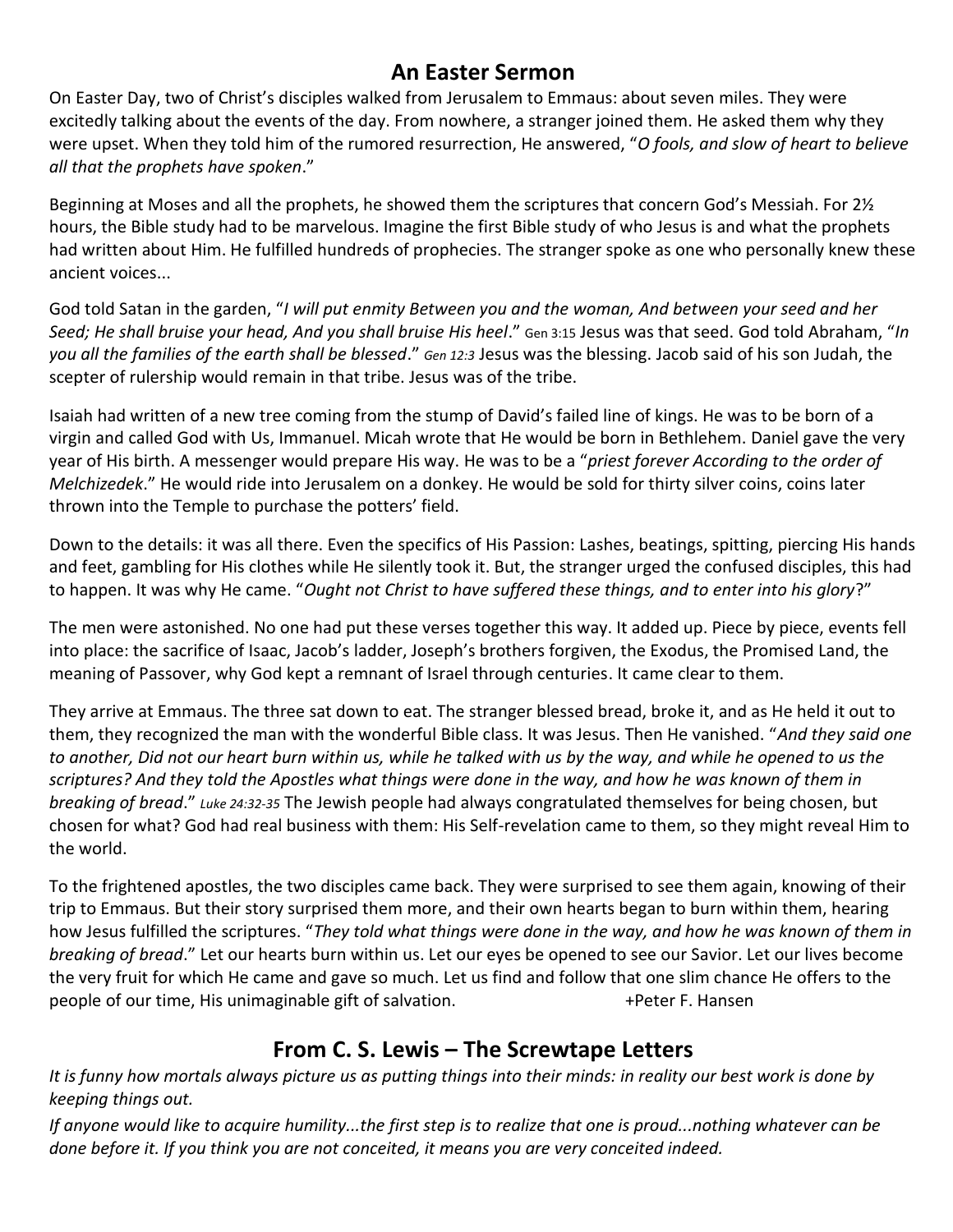## An Easter Sermon

On Easter Day, two of Christ's disciples walked from Jerusalem to Emmaus: about seven miles. They were excitedly talking about the events of the day. From nowhere, a stranger joined them. He asked them why they were upset. When they told him of the rumored resurrection, He answered, "*O fools, and slow of heart to believe all that the prophets have spoken*."

Beginning at Moses and all the prophets, he showed them the scriptures that concern God's Messiah. For 2½ hours, the Bible study had to be marvelous. Imagine the first Bible study of who Jesus is and what the prophets had written about Him. He fulfilled hundreds of prophecies. The stranger spoke as one who personally knew these ancient voices...

God told Satan in the garden, "*I will put enmity Between you and the woman, And between your seed and her Seed; He shall bruise your head, And you shall bruise His heel*." Gen 3:15 Jesus was that seed. God told Abraham, "*In you all the families of the earth shall be blessed*." *Gen 12:3* Jesus was the blessing. Jacob said of his son Judah, the scepter of rulership would remain in that tribe. Jesus was of the tribe.

Isaiah had written of a new tree coming from the stump of David's failed line of kings. He was to be born of a virgin and called God with Us, Immanuel. Micah wrote that He would be born in Bethlehem. Daniel gave the very year of His birth. A messenger would prepare His way. He was to be a "*priest forever According to the order of Melchizedek*." He would ride into Jerusalem on a donkey. He would be sold for thirty silver coins, coins later thrown into the Temple to purchase the potters' field.

Down to the details: it was all there. Even the specifics of His Passion: Lashes, beatings, spitting, piercing His hands and feet, gambling for His clothes while He silently took it. But, the stranger urged the confused disciples, this had to happen. It was why He came. "*Ought not Christ to have suffered these things, and to enter into his glory*?"

The men were astonished. No one had put these verses together this way. It added up. Piece by piece, events fell into place: the sacrifice of Isaac, Jacob's ladder, Joseph's brothers forgiven, the Exodus, the Promised Land, the meaning of Passover, why God kept a remnant of Israel through centuries. It came clear to them.

They arrive at Emmaus. The three sat down to eat. The stranger blessed bread, broke it, and as He held it out to them, they recognized the man with the wonderful Bible class. It was Jesus. Then He vanished. "*And they said one to another, Did not our heart burn within us, while he talked with us by the way, and while he opened to us the scriptures? And they told the Apostles what things were done in the way, and how he was known of them in breaking of bread*." *Luke 24:32-35* The Jewish people had always congratulated themselves for being chosen, but chosen for what? God had real business with them: His Self-revelation came to them, so they might reveal Him to the world.

To the frightened apostles, the two disciples came back. They were surprised to see them again, knowing of their trip to Emmaus. But their story surprised them more, and their own hearts began to burn within them, hearing how Jesus fulfilled the scriptures. "*They told what things were done in the way, and how he was known of them in breaking of bread*." Let our hearts burn within us. Let our eyes be opened to see our Savior. Let our lives become the very fruit for which He came and gave so much. Let us find and follow that one slim chance He offers to the people of our time, His unimaginable gift of salvation. +Peter F. Hansen

## From C. S. Lewis – The Screwtape Letters

*It is funny how mortals always picture us as putting things into their minds: in reality our best work is done by keeping things out.*

*If anyone would like to acquire humility...the first step is to realize that one is proud...nothing whatever can be done before it. If you think you are not conceited, it means you are very conceited indeed.*